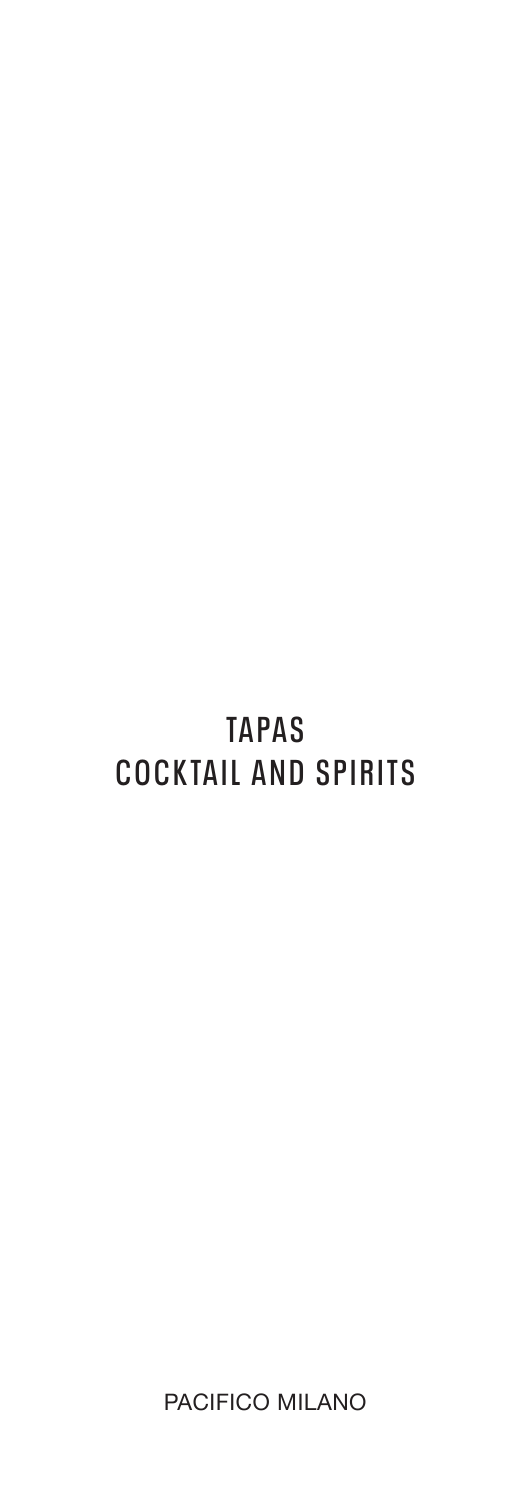# TAPAS
# COCKTAIL AND SPIRITS

PACIFICO MILANO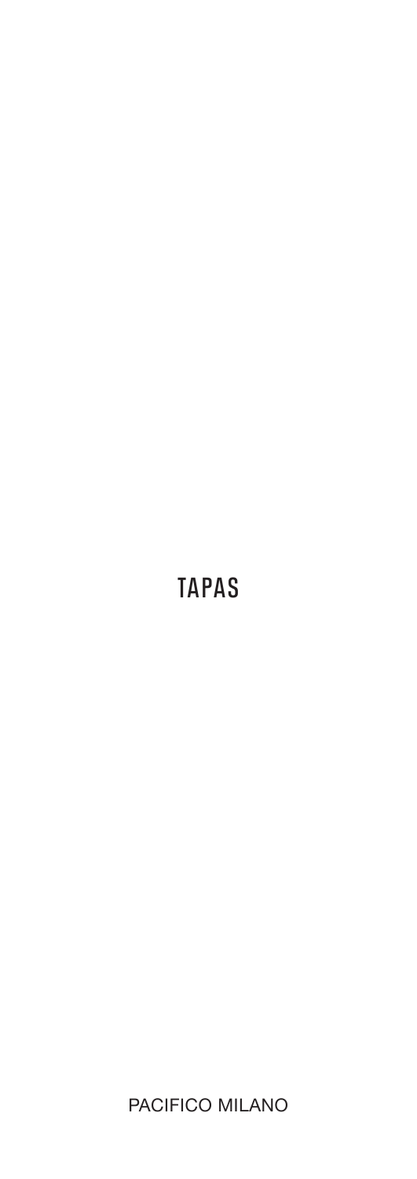# TAPAS

PACIFICO MILANO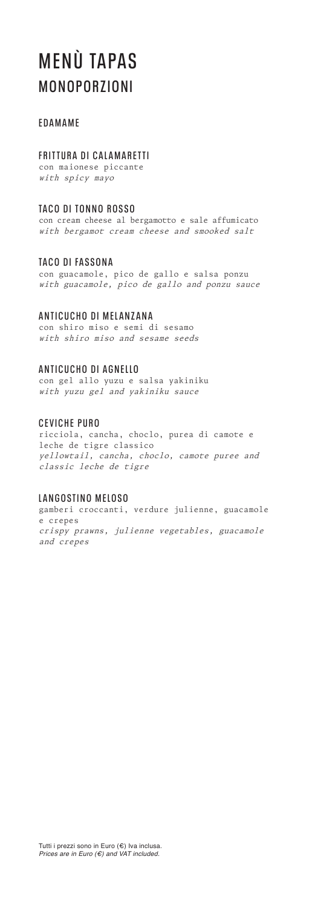# MENÙ TAPAS
## MONOPORZIONI

### EDAMAME

### FRITTURA DI CALAMARETTI
con maionese piccante
*with spicy mayo*

### TACO DI TONNO ROSSO
con cream cheese al bergamotto e sale affumicato
*with bergamot cream cheese and smooked salt*

### TACO DI FASSONA
con guacamole, pico de gallo e salsa ponzu
*with guacamole, pico de gallo and ponzu sauce*

### ANTICUCHO DI MELANZANA
con shiro miso e semi di sesamo
*with shiro miso and sesame seeds*

### ANTICUCHO DI AGNELLO
con gel allo yuzu e salsa yakiniku
*with yuzu gel and yakiniku sauce*

### CEVICHE PURO
ricciola, cancha, choclo, purea di camote e leche de tigre classico
*yellowtail, cancha, choclo, camote puree and classic leche de tigre*

### LANGOSTINO MELOSO
gamberi croccanti, verdure julienne, guacamole e crepes
*crispy prawns, julienne vegetables, guacamole and crepes*

Tutti i prezzi sono in Euro (€) Iva inclusa.
*Prices are in Euro (€) and VAT included.*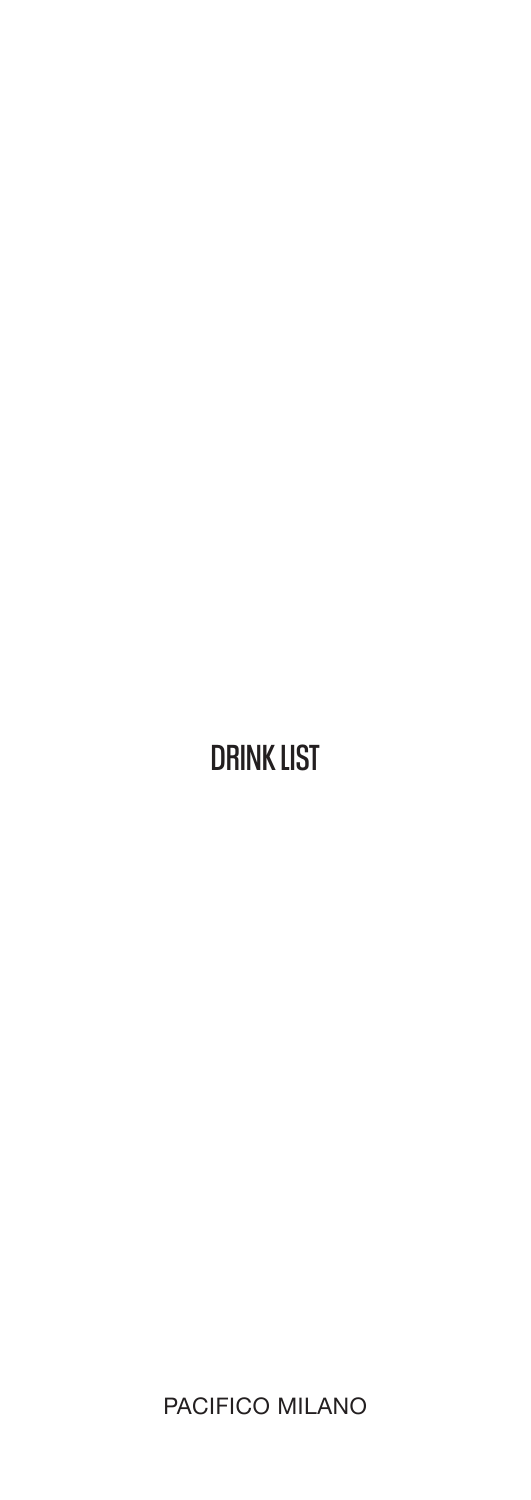# DRINK LIST

PACIFICO MILANO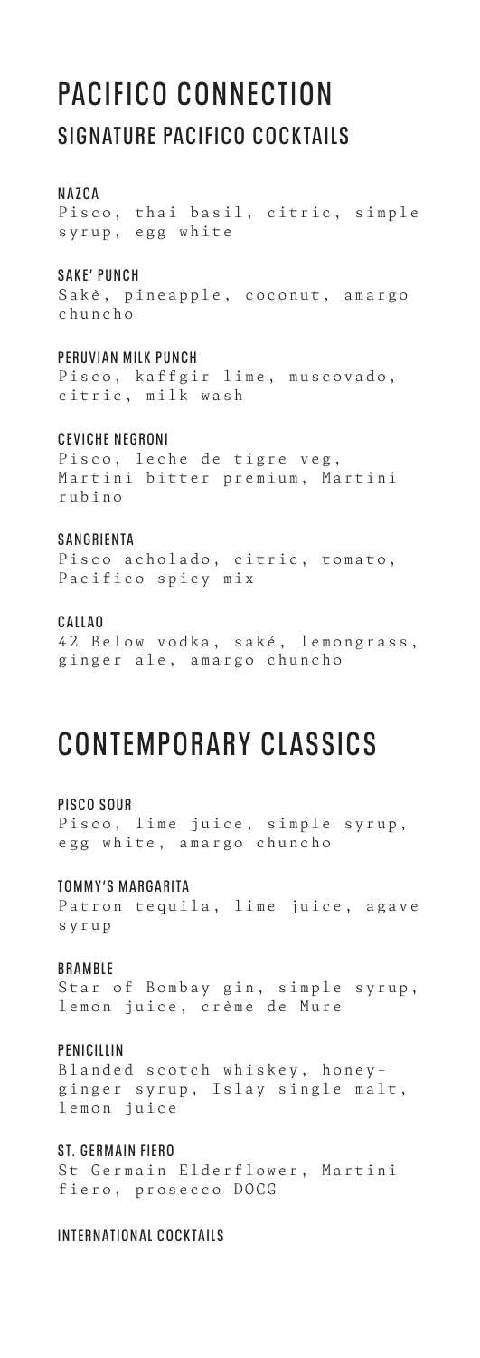# PACIFICO CONNECTION

## SIGNATURE PACIFICO COCKTAILS

### NAZCA
Pisco, thai basil, citric, simple syrup, egg white

### SAKE' PUNCH
Sakè, pineapple, coconut, amargo chuncho

### PERUVIAN MILK PUNCH
Pisco, kaffgir lime, muscovado, citric, milk wash

### CEVICHE NEGRONI
Pisco, leche de tigre veg, Martini bitter premium, Martini rubino

### SANGRIENTA
Pisco acholado, citric, tomato, Pacifico spicy mix

### CALLAO
42 Below vodka, saké, lemongrass, ginger ale, amargo chuncho

# CONTEMPORARY CLASSICS

### PISCO SOUR
Pisco, lime juice, simple syrup, egg white, amargo chuncho

### TOMMY'S MARGARITA
Patron tequila, lime juice, agave syrup

### BRAMBLE
Star of Bombay gin, simple syrup, lemon juice, crème de Mure

### PENICILLIN
Blanded scotch whiskey, honey-ginger syrup, Islay single malt, lemon juice

### ST. GERMAIN FIERO
St Germain Elderflower, Martini fiero, prosecco DOCG

### INTERNATIONAL COCKTAILS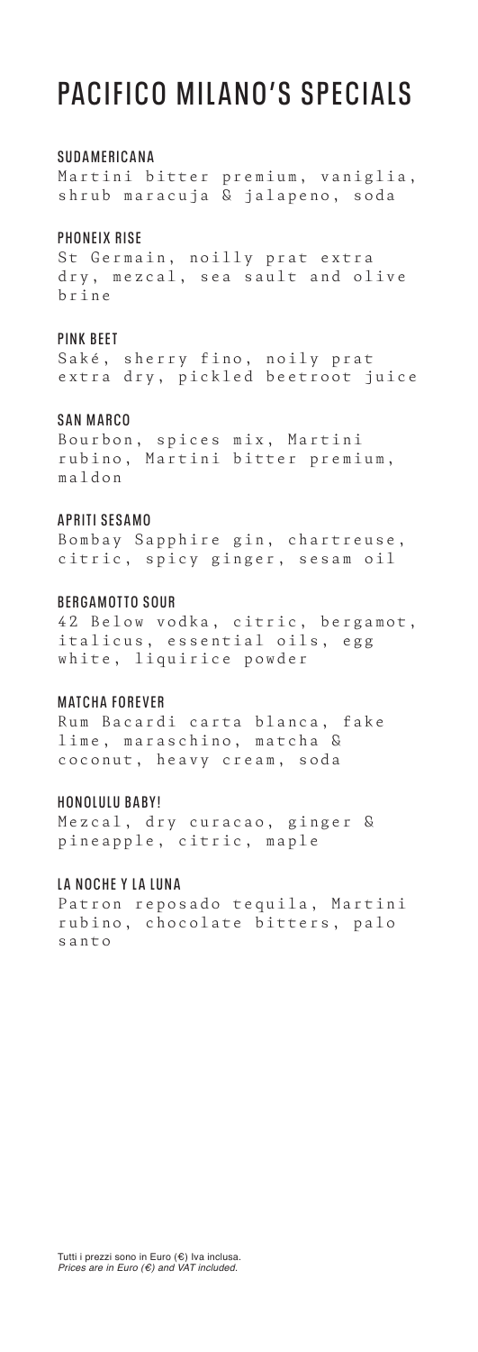# PACIFICO MILANO'S SPECIALS

### SUDAMERICANA
Martini bitter premium, vaniglia, shrub maracuja & jalapeno, soda

### PHONEIX RISE
St Germain, noilly prat extra dry, mezcal, sea sault and olive brine

### PINK BEET
Saké, sherry fino, noily prat extra dry, pickled beetroot juice

### SAN MARCO
Bourbon, spices mix, Martini rubino, Martini bitter premium, maldon

### APRITI SESAMO
Bombay Sapphire gin, chartreuse, citric, spicy ginger, sesam oil

### BERGAMOTTO SOUR
42 Below vodka, citric, bergamot, italicus, essential oils, egg white, liquirice powder

### MATCHA FOREVER
Rum Bacardi carta blanca, fake lime, maraschino, matcha & coconut, heavy cream, soda

### HONOLULU BABY!
Mezcal, dry curacao, ginger & pineapple, citric, maple

### LA NOCHE Y LA LUNA
Patron reposado tequila, Martini rubino, chocolate bitters, palo santo

Tutti i prezzi sono in Euro (€) Iva inclusa.
*Prices are in Euro (€) and VAT included.*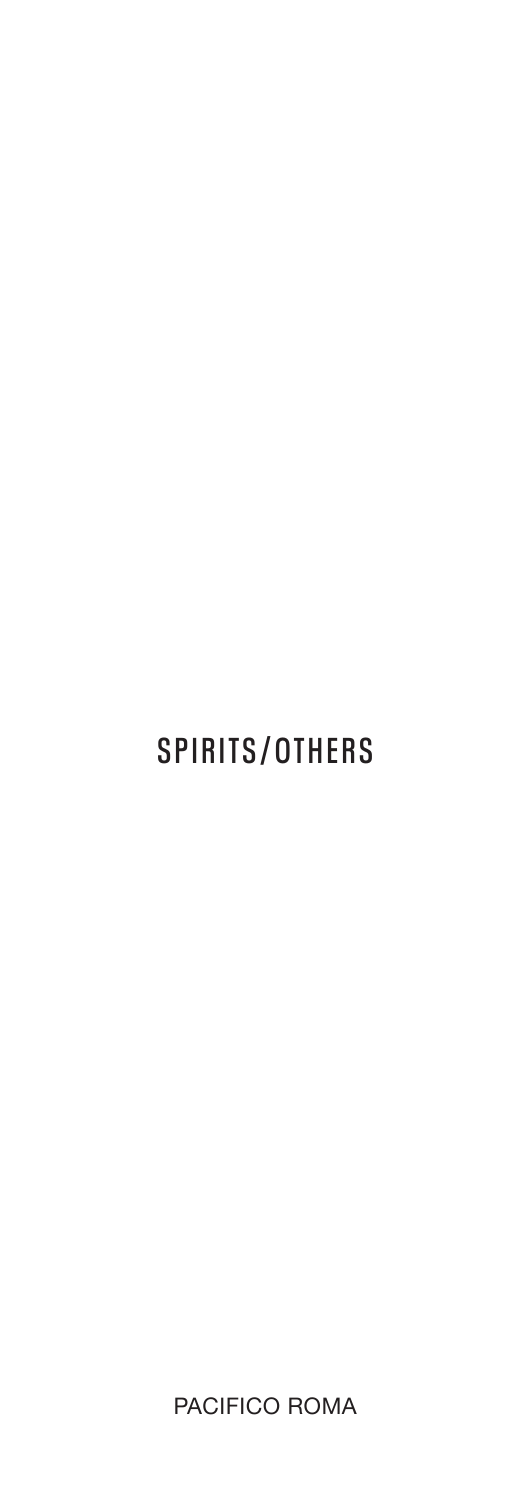# SPIRITS/OTHERS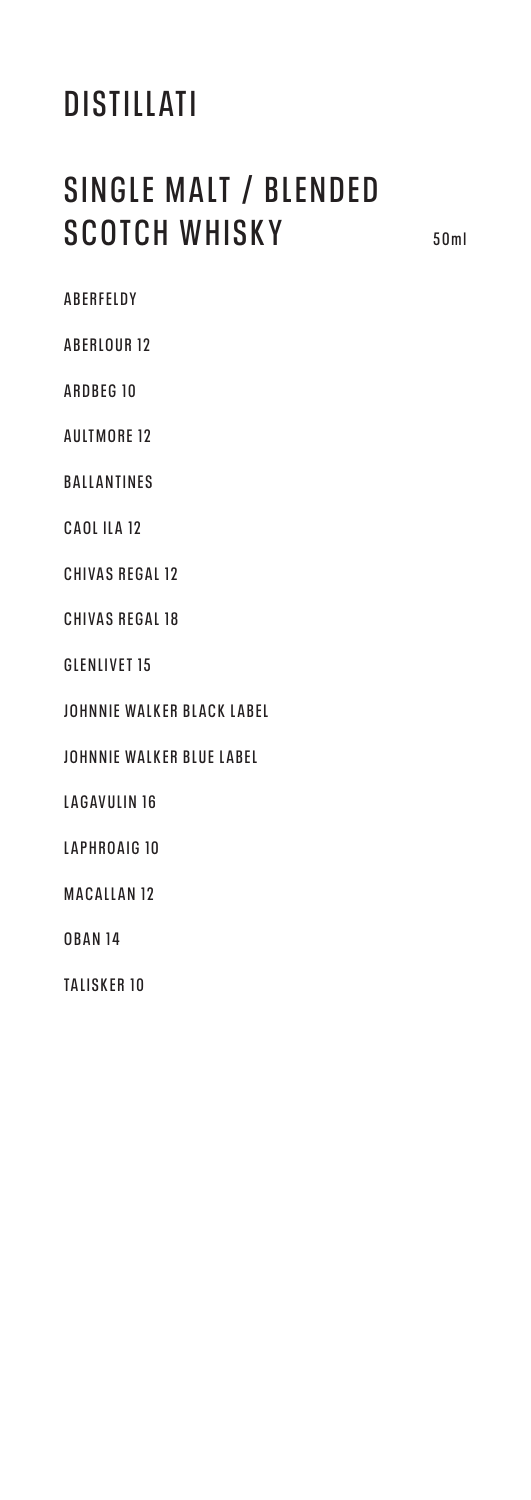# DISTILLATI

## SINGLE MALT / BLENDED SCOTCH WHISKY

50ml

ABERFELDY

ABERLOUR 12

ARDBEG 10

AULTMORE 12

BALLANTINES

CAOL ILA 12

CHIVAS REGAL 12

CHIVAS REGAL 18

GLENLIVET 15

JOHNNIE WALKER BLACK LABEL

JOHNNIE WALKER BLUE LABEL

LAGAVULIN 16

LAPHROAIG 10

MACALLAN 12

OBAN 14

TALISKER 10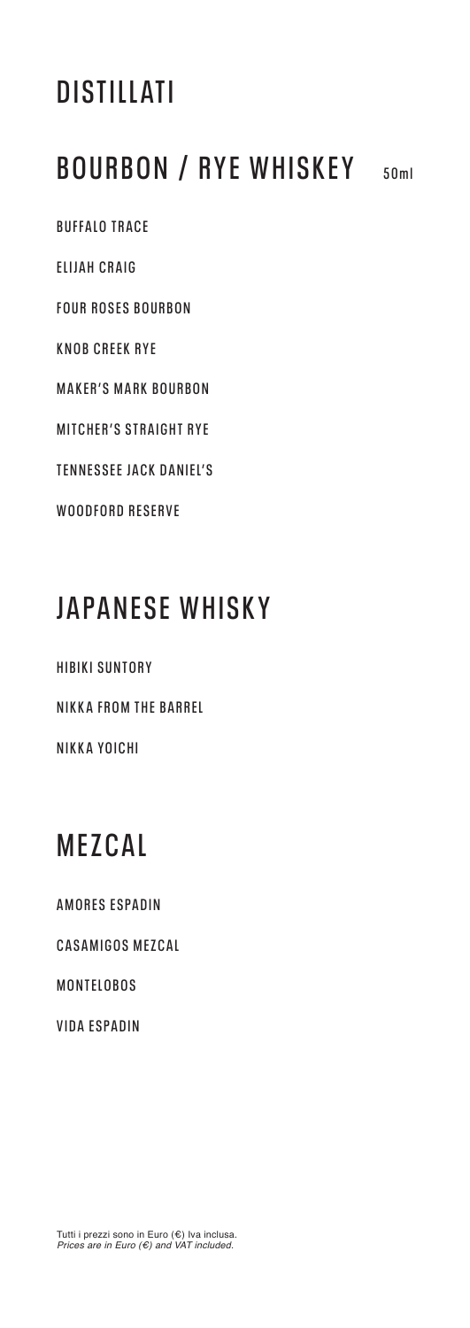# DISTILLATI

## BOURBON / RYE WHISKEY 50ml

BUFFALO TRACE

ELIJAH CRAIG

FOUR ROSES BOURBON

KNOB CREEK RYE

MAKER'S MARK BOURBON

MITCHER'S STRAIGHT RYE

TENNESSEE JACK DANIEL'S

WOODFORD RESERVE

## JAPANESE WHISKY

HIBIKI SUNTORY

NIKKA FROM THE BARREL

NIKKA YOICHI

## MEZCAL

AMORES ESPADIN

CASAMIGOS MEZCAL

MONTELOBOS

VIDA ESPADIN

Tutti i prezzi sono in Euro (€) Iva inclusa.
*Prices are in Euro (€) and VAT included.*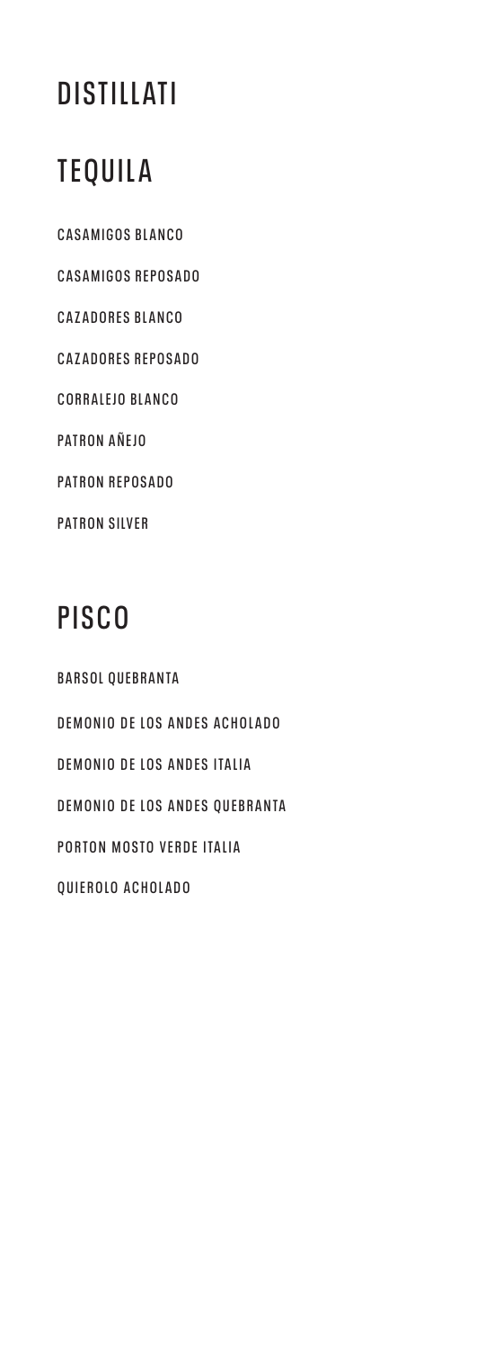# DISTILLATI

## TEQUILA

CASAMIGOS BLANCO

CASAMIGOS REPOSADO

CAZADORES BLANCO

CAZADORES REPOSADO

CORRALEJO BLANCO

PATRON AÑEJO

PATRON REPOSADO

PATRON SILVER

## PISCO

BARSOL QUEBRANTA

DEMONIO DE LOS ANDES ACHOLADO

DEMONIO DE LOS ANDES ITALIA

DEMONIO DE LOS ANDES QUEBRANTA

PORTON MOSTO VERDE ITALIA

QUIEROLO ACHOLADO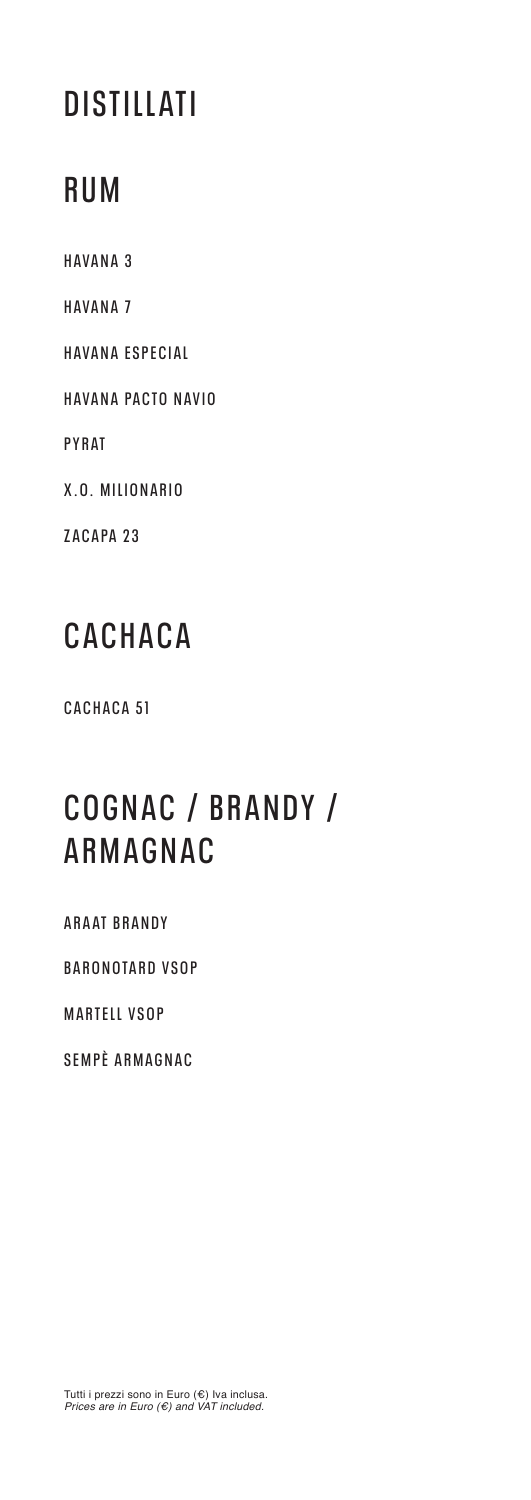# DISTILLATI

## RUM

HAVANA 3

HAVANA 7

HAVANA ESPECIAL

HAVANA PACTO NAVIO

PYRAT

X.O. MILIONARIO

ZACAPA 23

## CACHACA

CACHACA 51

## COGNAC / BRANDY / ARMAGNAC

ARAAT BRANDY

BARONOTARD VSOP

MARTELL VSOP

SEMPÈ ARMAGNAC

Tutti i prezzi sono in Euro (€) Iva inclusa.
*Prices are in Euro (€) and VAT included.*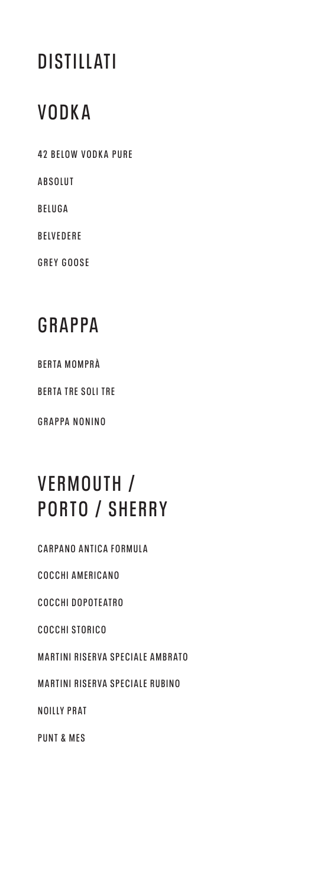# DISTILLATI

## VODKA

42 BELOW VODKA PURE

ABSOLUT

BELUGA

BELVEDERE

GREY GOOSE

## GRAPPA

BERTA MOMPRÀ

BERTA TRE SOLI TRE

GRAPPA NONINO

## VERMOUTH / PORTO / SHERRY

CARPANO ANTICA FORMULA

COCCHI AMERICANO

COCCHI DOPOTEATRO

COCCHI STORICO

MARTINI RISERVA SPECIALE AMBRATO

MARTINI RISERVA SPECIALE RUBINO

NOILLY PRAT

PUNT & MES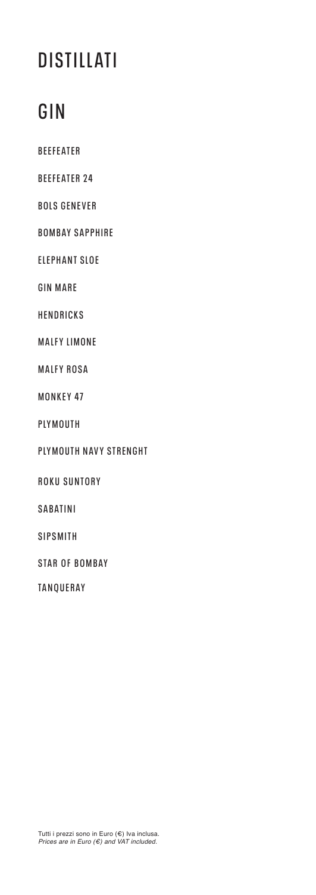# DISTILLATI

## GIN

BEEFEATER

BEEFEATER 24

BOLS GENEVER

BOMBAY SAPPHIRE

ELEPHANT SLOE

GIN MARE

HENDRICKS

MALFY LIMONE

MALFY ROSA

MONKEY 47

PLYMOUTH

PLYMOUTH NAVY STRENGHT

ROKU SUNTORY

SABATINI

SIPSMITH

STAR OF BOMBAY

TANQUERAY

Tutti i prezzi sono in Euro (€) Iva inclusa.
*Prices are in Euro (€) and VAT included.*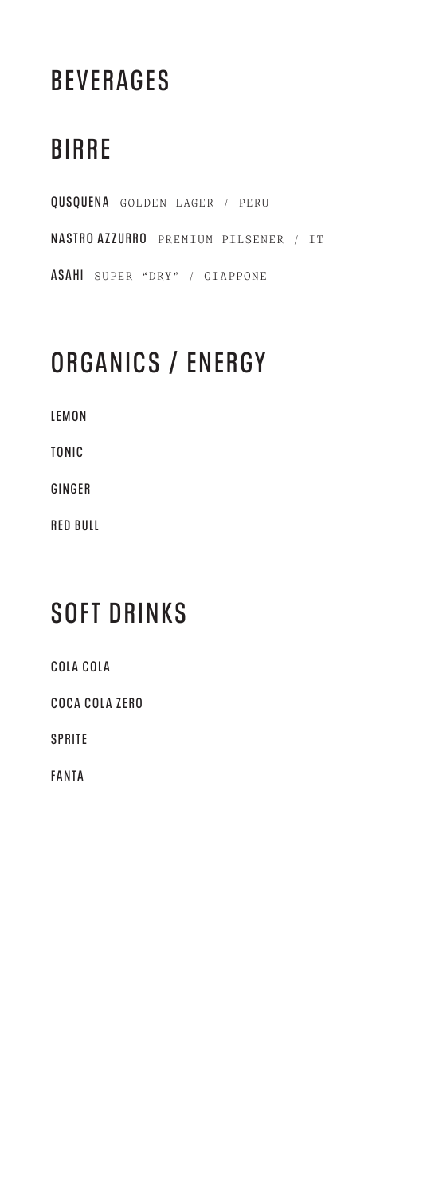# BEVERAGES

## BIRRE

**QUSQUENA** GOLDEN LAGER / PERU

**NASTRO AZZURRO** PREMIUM PILSENER / IT

**ASAHI** SUPER "DRY" / GIAPPONE

## ORGANICS / ENERGY

**LEMON**

**TONIC**

**GINGER**

**RED BULL**

## SOFT DRINKS

**COLA COLA**

**COCA COLA ZERO**

**SPRITE**

**FANTA**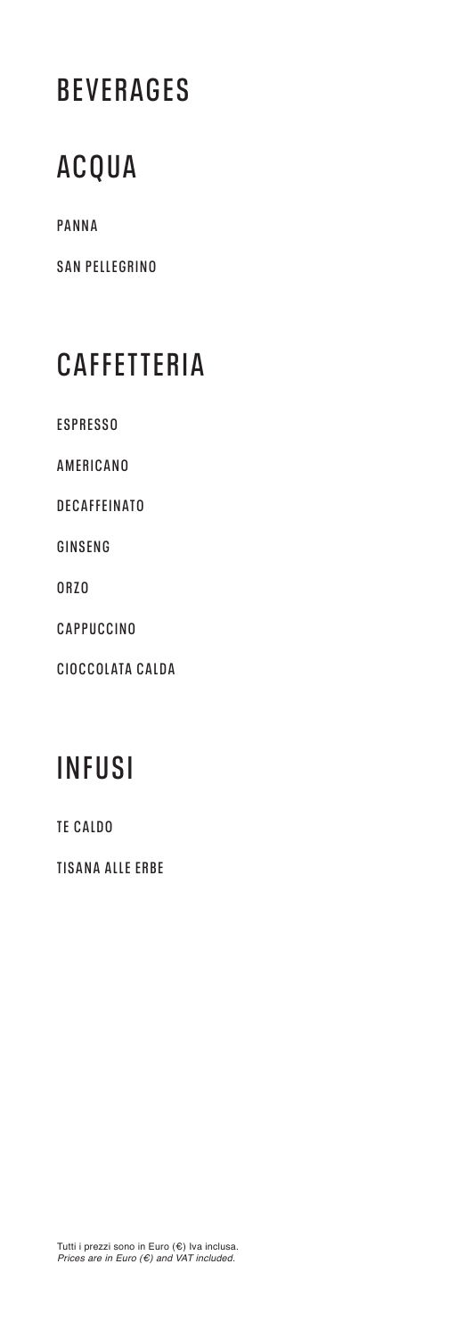# BEVERAGES

## ACQUA

PANNA

SAN PELLEGRINO

## CAFFETTERIA

ESPRESSO

AMERICANO

DECAFFEINATO

GINSENG

ORZO

CAPPUCCINO

CIOCCOLATA CALDA

## INFUSI

TE CALDO

TISANA ALLE ERBE

Tutti i prezzi sono in Euro (€) Iva inclusa.
*Prices are in Euro (€) and VAT included.*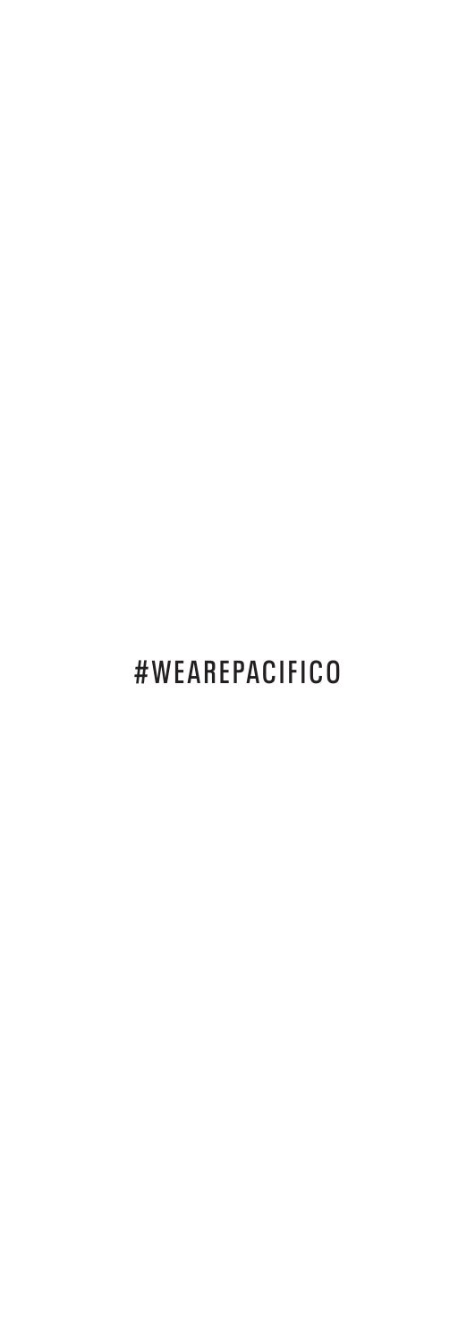#WEAREPACIFICO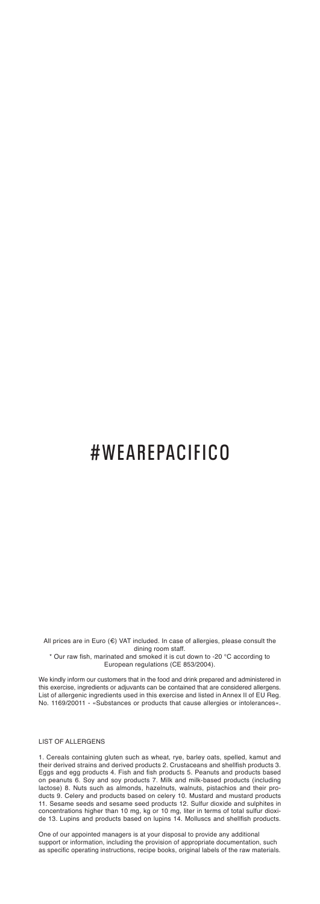# #WEAREPACIFICO

All prices are in Euro (€) VAT included. In case of allergies, please consult the dining room staff.
* Our raw fish, marinated and smoked it is cut down to -20 °C according to European regulations (CE 853/2004).

We kindly inform our customers that in the food and drink prepared and administered in this exercise, ingredients or adjuvants can be contained that are considered allergens. List of allergenic ingredients used in this exercise and listed in Annex II of EU Reg. No. 1169/20011 - «Substances or products that cause allergies or intolerances«.

LIST OF ALLERGENS

1. Cereals containing gluten such as wheat, rye, barley oats, spelled, kamut and their derived strains and derived products 2. Crustaceans and shellfish products 3. Eggs and egg products 4. Fish and fish products 5. Peanuts and products based on peanuts 6. Soy and soy products 7. Milk and milk-based products (including lactose) 8. Nuts such as almonds, hazelnuts, walnuts, pistachios and their products 9. Celery and products based on celery 10. Mustard and mustard products 11. Sesame seeds and sesame seed products 12. Sulfur dioxide and sulphites in concentrations higher than 10 mg, kg or 10 mg, liter in terms of total sulfur dioxide 13. Lupins and products based on lupins 14. Molluscs and shellfish products.

One of our appointed managers is at your disposal to provide any additional support or information, including the provision of appropriate documentation, such as specific operating instructions, recipe books, original labels of the raw materials.